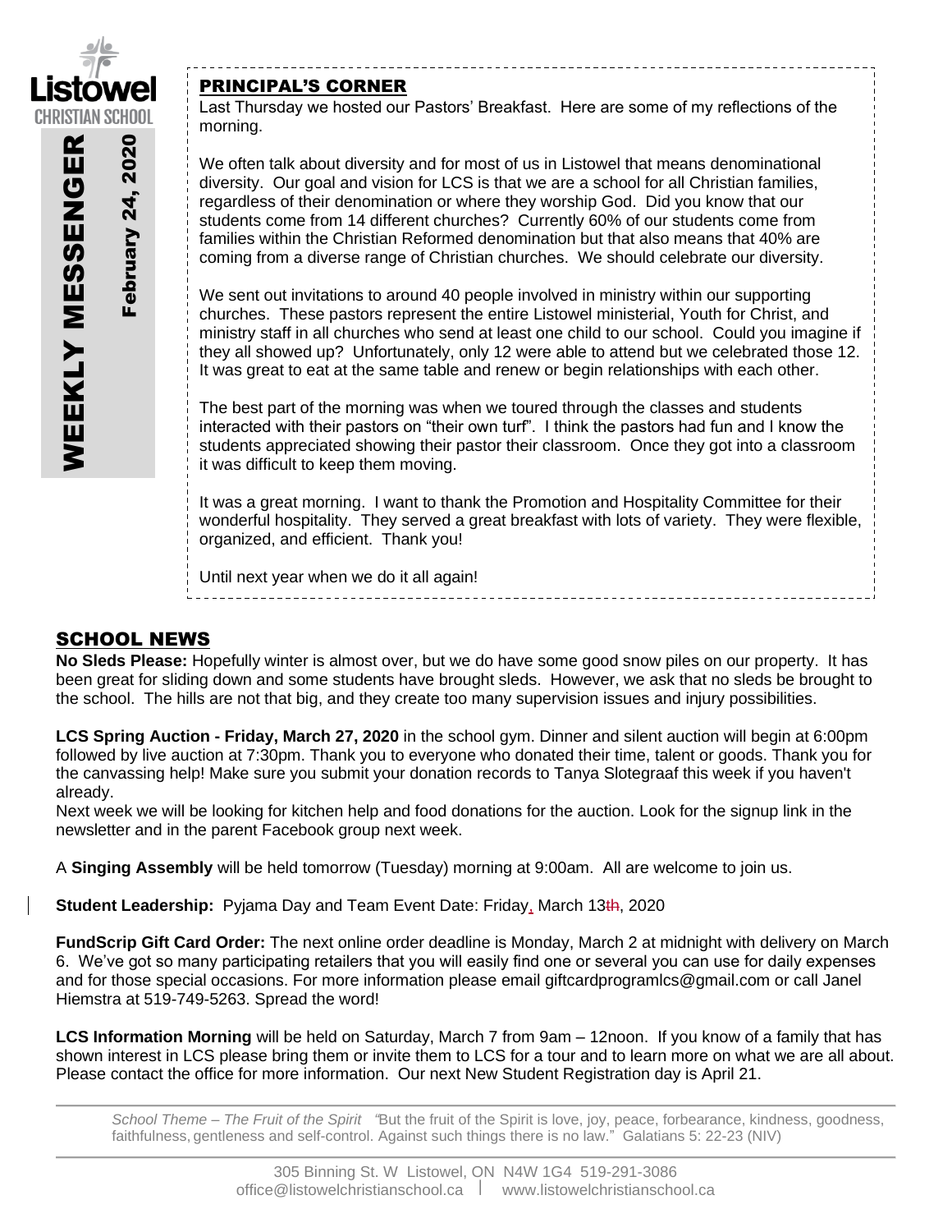Listowel CHRISTIAN SCHOOL

WEEKLY MESSENGER

February 24, 2020

## PRINCIPAL'S CORNER

Last Thursday we hosted our Pastors' Breakfast. Here are some of my reflections of the morning.

We often talk about diversity and for most of us in Listowel that means denominational diversity. Our goal and vision for LCS is that we are a school for all Christian families, regardless of their denomination or where they worship God. Did you know that our students come from 14 different churches? Currently 60% of our students come from families within the Christian Reformed denomination but that also means that 40% are coming from a diverse range of Christian churches. We should celebrate our diversity.

We sent out invitations to around 40 people involved in ministry within our supporting churches. These pastors represent the entire Listowel ministerial, Youth for Christ, and ministry staff in all churches who send at least one child to our school. Could you imagine if they all showed up? Unfortunately, only 12 were able to attend but we celebrated those 12. It was great to eat at the same table and renew or begin relationships with each other.

The best part of the morning was when we toured through the classes and students interacted with their pastors on "their own turf". I think the pastors had fun and I know the students appreciated showing their pastor their classroom. Once they got into a classroom it was difficult to keep them moving.

It was a great morning. I want to thank the Promotion and Hospitality Committee for their wonderful hospitality. They served a great breakfast with lots of variety. They were flexible, organized, and efficient. Thank you!

Until next year when we do it all again!

## SCHOOL NEWS

**No Sleds Please:** Hopefully winter is almost over, but we do have some good snow piles on our property. It has been great for sliding down and some students have brought sleds. However, we ask that no sleds be brought to the school. The hills are not that big, and they create too many supervision issues and injury possibilities.

**LCS Spring Auction - Friday, March 27, 2020** in the school gym. Dinner and silent auction will begin at 6:00pm followed by live auction at 7:30pm. Thank you to everyone who donated their time, talent or goods. Thank you for the canvassing help! Make sure you submit your donation records to Tanya Slotegraaf this week if you haven't already.
Next week we will be looking for kitchen help and food donations for the auction. Look for the signup link in the newsletter and in the parent Facebook group next week.

A **Singing Assembly** will be held tomorrow (Tuesday) morning at 9:00am. All are welcome to join us.

**Student Leadership:** Pyjama Day and Team Event Date: Friday, March 13th, 2020

**FundScrip Gift Card Order:** The next online order deadline is Monday, March 2 at midnight with delivery on March 6. We've got so many participating retailers that you will easily find one or several you can use for daily expenses and for those special occasions. For more information please email giftcardprogramlcs@gmail.com or call Janel Hiemstra at 519-749-5263. Spread the word!

**LCS Information Morning** will be held on Saturday, March 7 from 9am – 12noon. If you know of a family that has shown interest in LCS please bring them or invite them to LCS for a tour and to learn more on what we are all about. Please contact the office for more information. Our next New Student Registration day is April 21.

*School Theme – The Fruit of the Spirit* "But the fruit of the Spirit is love, joy, peace, forbearance, kindness, goodness, faithfulness, gentleness and self-control. Against such things there is no law." Galatians 5: 22-23 (NIV)

305 Binning St. W Listowel, ON N4W 1G4 519-291-3086
office@listowelchristianschool.ca | www.listowelchristianschool.ca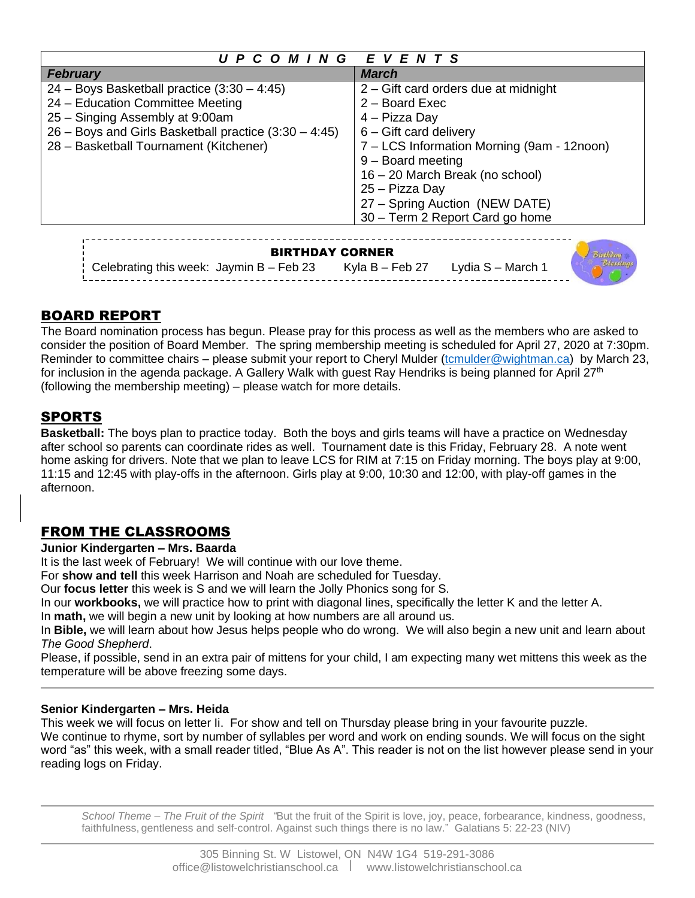| UPCOMING EVENTS | |
| --- | --- |
| **February** | **March** |
| 24 – Boys Basketball practice (3:30 – 4:45) | 2 – Gift card orders due at midnight |
| 24 – Education Committee Meeting | 2 – Board Exec |
| 25 – Singing Assembly at 9:00am | 4 – Pizza Day |
| 26 – Boys and Girls Basketball practice (3:30 – 4:45) | 6 – Gift card delivery |
| 28 – Basketball Tournament (Kitchener) | 7 – LCS Information Morning (9am - 12noon) |
| | 9 – Board meeting |
| | 16 – 20 March Break (no school) |
| | 25 – Pizza Day |
| | 27 – Spring Auction (NEW DATE) |
| | 30 – Term 2 Report Card go home |

**BIRTHDAY CORNER**

Celebrating this week: Jaymin B – Feb 23   Kyla B – Feb 27   Lydia S – March 1

## BOARD REPORT

The Board nomination process has begun. Please pray for this process as well as the members who are asked to consider the position of Board Member. The spring membership meeting is scheduled for April 27, 2020 at 7:30pm. Reminder to committee chairs – please submit your report to Cheryl Mulder (tcmulder@wightman.ca) by March 23, for inclusion in the agenda package. A Gallery Walk with guest Ray Hendriks is being planned for April 27th (following the membership meeting) – please watch for more details.

## SPORTS

**Basketball:** The boys plan to practice today. Both the boys and girls teams will have a practice on Wednesday after school so parents can coordinate rides as well. Tournament date is this Friday, February 28. A note went home asking for drivers. Note that we plan to leave LCS for RIM at 7:15 on Friday morning. The boys play at 9:00, 11:15 and 12:45 with play-offs in the afternoon. Girls play at 9:00, 10:30 and 12:00, with play-off games in the afternoon.

## FROM THE CLASSROOMS

**Junior Kindergarten – Mrs. Baarda**

It is the last week of February! We will continue with our love theme.

For **show and tell** this week Harrison and Noah are scheduled for Tuesday.

Our **focus letter** this week is S and we will learn the Jolly Phonics song for S.

In our **workbooks,** we will practice how to print with diagonal lines, specifically the letter K and the letter A.

In **math,** we will begin a new unit by looking at how numbers are all around us.

In **Bible,** we will learn about how Jesus helps people who do wrong. We will also begin a new unit and learn about *The Good Shepherd*.

Please, if possible, send in an extra pair of mittens for your child, I am expecting many wet mittens this week as the temperature will be above freezing some days.

**Senior Kindergarten – Mrs. Heida**

This week we will focus on letter Ii. For show and tell on Thursday please bring in your favourite puzzle.

We continue to rhyme, sort by number of syllables per word and work on ending sounds. We will focus on the sight word "as" this week, with a small reader titled, "Blue As A". This reader is not on the list however please send in your reading logs on Friday.

*School Theme – The Fruit of the Spirit* "But the fruit of the Spirit is love, joy, peace, forbearance, kindness, goodness, faithfulness, gentleness and self-control. Against such things there is no law." Galatians 5: 22-23 (NIV)

305 Binning St. W Listowel, ON N4W 1G4 519-291-3086
office@listowelchristianschool.ca | www.listowelchristianschool.ca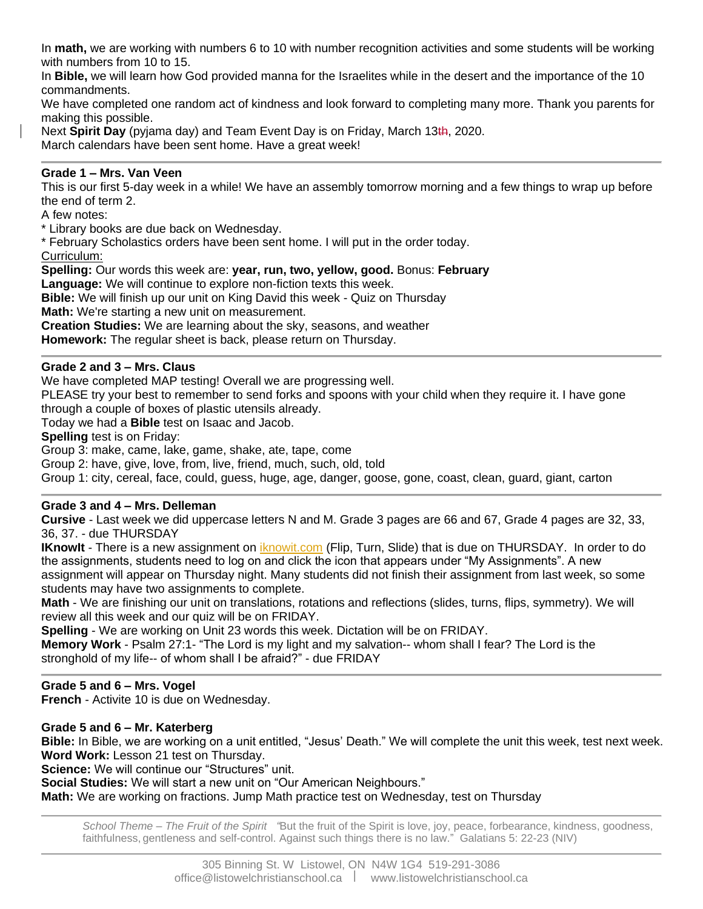In **math,** we are working with numbers 6 to 10 with number recognition activities and some students will be working with numbers from 10 to 15.

In **Bible,** we will learn how God provided manna for the Israelites while in the desert and the importance of the 10 commandments.

We have completed one random act of kindness and look forward to completing many more. Thank you parents for making this possible.

Next **Spirit Day** (pyjama day) and Team Event Day is on Friday, March 13th, 2020.

March calendars have been sent home. Have a great week!

---

**Grade 1 – Mrs. Van Veen**

This is our first 5-day week in a while! We have an assembly tomorrow morning and a few things to wrap up before the end of term 2.

A few notes:

* Library books are due back on Wednesday.
* February Scholastics orders have been sent home. I will put in the order today.

Curriculum:

**Spelling:** Our words this week are: **year, run, two, yellow, good.** Bonus: **February**

**Language:** We will continue to explore non-fiction texts this week.

**Bible:** We will finish up our unit on King David this week - Quiz on Thursday

**Math:** We're starting a new unit on measurement.

**Creation Studies:** We are learning about the sky, seasons, and weather

**Homework:** The regular sheet is back, please return on Thursday.

---

**Grade 2 and 3 – Mrs. Claus**

We have completed MAP testing! Overall we are progressing well.

PLEASE try your best to remember to send forks and spoons with your child when they require it. I have gone through a couple of boxes of plastic utensils already.

Today we had a **Bible** test on Isaac and Jacob.

**Spelling** test is on Friday:

Group 3: make, came, lake, game, shake, ate, tape, come

Group 2: have, give, love, from, live, friend, much, such, old, told

Group 1: city, cereal, face, could, guess, huge, age, danger, goose, gone, coast, clean, guard, giant, carton

---

**Grade 3 and 4 – Mrs. Delleman**

**Cursive** - Last week we did uppercase letters N and M. Grade 3 pages are 66 and 67, Grade 4 pages are 32, 33, 36, 37. - due THURSDAY

**IKnowIt** - There is a new assignment on iknowit.com (Flip, Turn, Slide) that is due on THURSDAY. In order to do the assignments, students need to log on and click the icon that appears under "My Assignments". A new assignment will appear on Thursday night. Many students did not finish their assignment from last week, so some students may have two assignments to complete.

**Math** - We are finishing our unit on translations, rotations and reflections (slides, turns, flips, symmetry). We will review all this week and our quiz will be on FRIDAY.

**Spelling** - We are working on Unit 23 words this week. Dictation will be on FRIDAY.

**Memory Work** - Psalm 27:1- "The Lord is my light and my salvation-- whom shall I fear? The Lord is the stronghold of my life-- of whom shall I be afraid?" - due FRIDAY

---

**Grade 5 and 6 – Mrs. Vogel**

**French** - Activite 10 is due on Wednesday.

**Grade 5 and 6 – Mr. Katerberg**

**Bible:** In Bible, we are working on a unit entitled, "Jesus' Death." We will complete the unit this week, test next week.

**Word Work:** Lesson 21 test on Thursday.

**Science:** We will continue our "Structures" unit.

**Social Studies:** We will start a new unit on "Our American Neighbours."

**Math:** We are working on fractions. Jump Math practice test on Wednesday, test on Thursday

---

*School Theme – The Fruit of the Spirit* "But the fruit of the Spirit is love, joy, peace, forbearance, kindness, goodness, faithfulness, gentleness and self-control. Against such things there is no law." Galatians 5: 22-23 (NIV)

305 Binning St. W Listowel, ON N4W 1G4 519-291-3086
office@listowelchristianschool.ca | www.listowelchristianschool.ca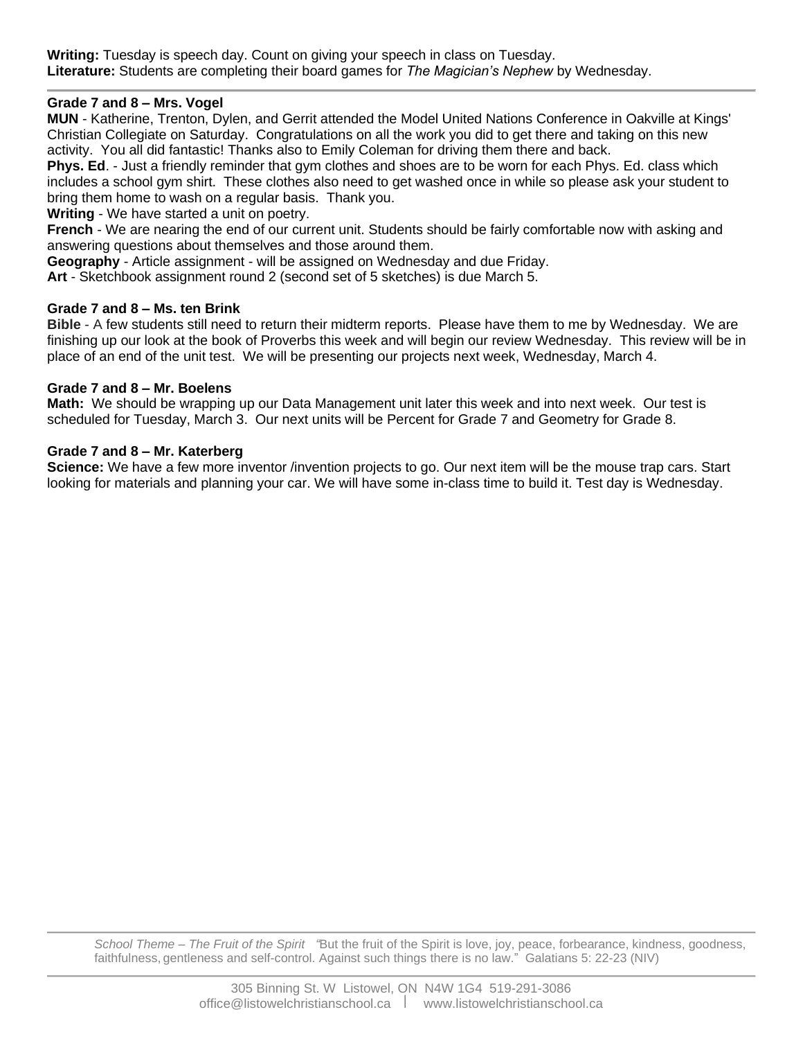**Writing:** Tuesday is speech day. Count on giving your speech in class on Tuesday.
**Literature:** Students are completing their board games for *The Magician's Nephew* by Wednesday.

---

### Grade 7 and 8 – Mrs. Vogel

**MUN** - Katherine, Trenton, Dylen, and Gerrit attended the Model United Nations Conference in Oakville at Kings' Christian Collegiate on Saturday. Congratulations on all the work you did to get there and taking on this new activity. You all did fantastic! Thanks also to Emily Coleman for driving them there and back.
**Phys. Ed**. - Just a friendly reminder that gym clothes and shoes are to be worn for each Phys. Ed. class which includes a school gym shirt. These clothes also need to get washed once in while so please ask your student to bring them home to wash on a regular basis. Thank you.
**Writing** - We have started a unit on poetry.
**French** - We are nearing the end of our current unit. Students should be fairly comfortable now with asking and answering questions about themselves and those around them.
**Geography** - Article assignment - will be assigned on Wednesday and due Friday.
**Art** - Sketchbook assignment round 2 (second set of 5 sketches) is due March 5.

### Grade 7 and 8 – Ms. ten Brink

**Bible** - A few students still need to return their midterm reports. Please have them to me by Wednesday. We are finishing up our look at the book of Proverbs this week and will begin our review Wednesday. This review will be in place of an end of the unit test. We will be presenting our projects next week, Wednesday, March 4.

### Grade 7 and 8 – Mr. Boelens

**Math:** We should be wrapping up our Data Management unit later this week and into next week. Our test is scheduled for Tuesday, March 3. Our next units will be Percent for Grade 7 and Geometry for Grade 8.

### Grade 7 and 8 – Mr. Katerberg

**Science:** We have a few more inventor /invention projects to go. Our next item will be the mouse trap cars. Start looking for materials and planning your car. We will have some in-class time to build it. Test day is Wednesday.

---

*School Theme – The Fruit of the Spirit* "But the fruit of the Spirit is love, joy, peace, forbearance, kindness, goodness, faithfulness, gentleness and self-control. Against such things there is no law." Galatians 5: 22-23 (NIV)

---

305 Binning St. W Listowel, ON N4W 1G4 519-291-3086
office@listowelchristianschool.ca | www.listowelchristianschool.ca